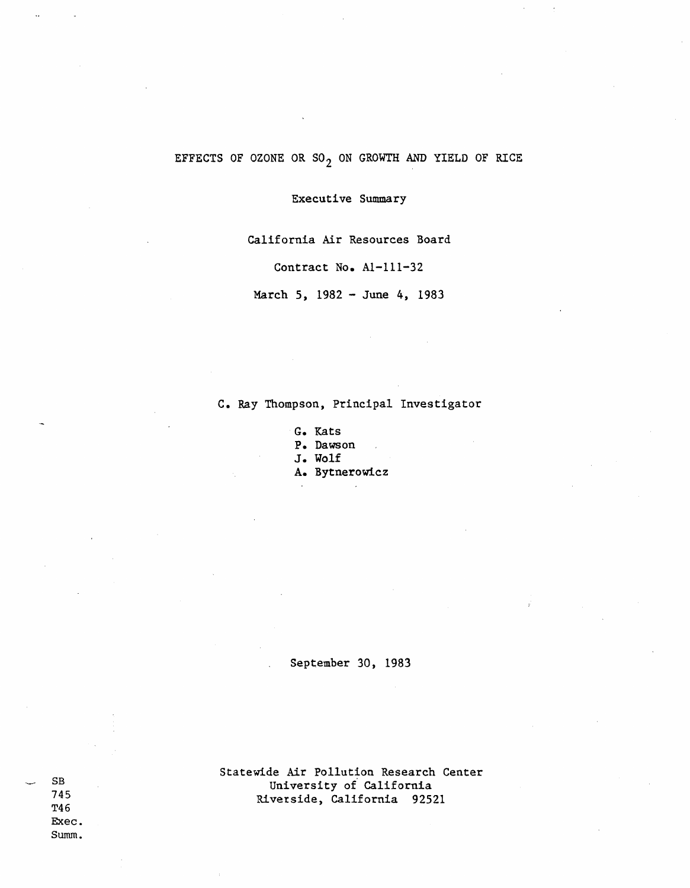# EFFECTS OF OZONE OR $SO_2$ ON GROWTH AND YIELD OF RICE

Executive Summary

California Air Resources Board

Contract No. A1-111-32

March 5, 1982 - June 4, 1983

C. Ray Thompson, Principal Investigator

G. Kats
P. Dawson
J. Wolf
A. Bytnerowicz

September 30, 1983

Statewide Air Pollution Research Center
University of California
Riverside, California 92521

SB
745
T46
Exec.
Summ.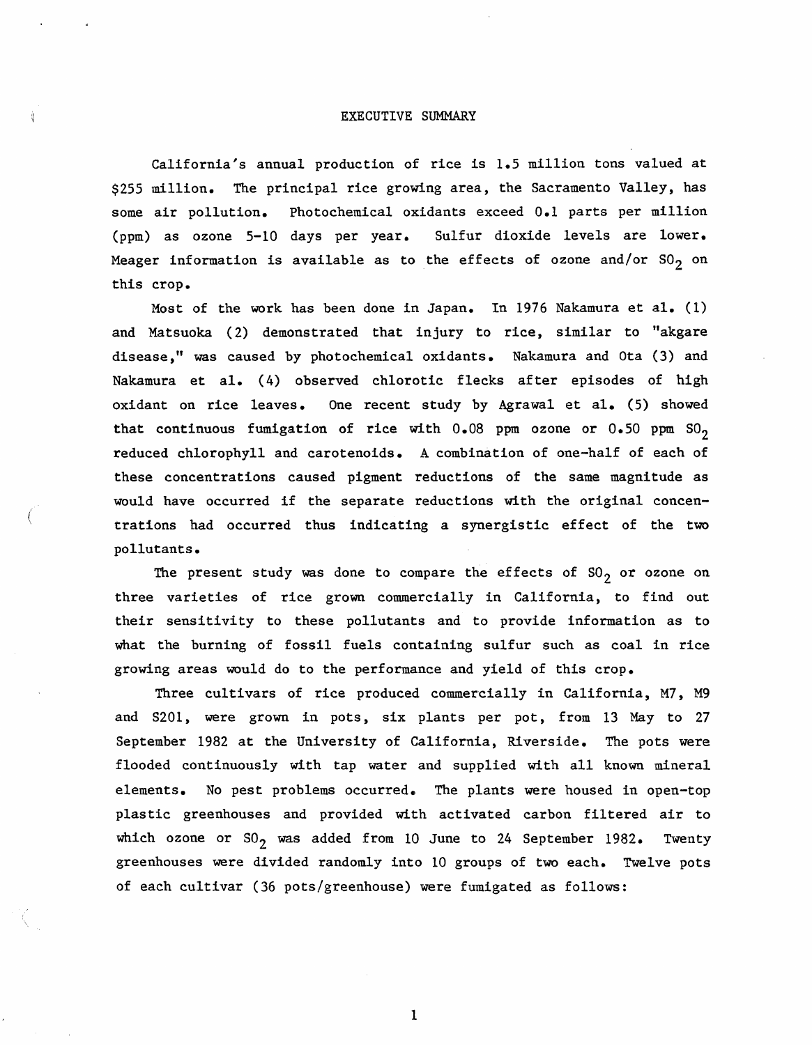# EXECUTIVE SUMMARY

California's annual production of rice is 1.5 million tons valued at $255 million. The principal rice growing area, the Sacramento Valley, has some air pollution. Photochemical oxidants exceed 0.1 parts per million (ppm) as ozone 5-10 days per year. Sulfur dioxide levels are lower. Meager information is available as to the effects of ozone and/or $SO_2$ on this crop.

Most of the work has been done in Japan. In 1976 Nakamura et al. (1) and Matsuoka (2) demonstrated that injury to rice, similar to "akgare disease," was caused by photochemical oxidants. Nakamura and Ota (3) and Nakamura et al. (4) observed chlorotic flecks after episodes of high oxidant on rice leaves. One recent study by Agrawal et al. (5) showed that continuous fumigation of rice with 0.08 ppm ozone or 0.50 ppm $SO_2$ reduced chlorophyll and carotenoids. A combination of one-half of each of these concentrations caused pigment reductions of the same magnitude as would have occurred if the separate reductions with the original concentrations had occurred thus indicating a synergistic effect of the two pollutants.

The present study was done to compare the effects of $SO_2$ or ozone on three varieties of rice grown commercially in California, to find out their sensitivity to these pollutants and to provide information as to what the burning of fossil fuels containing sulfur such as coal in rice growing areas would do to the performance and yield of this crop.

Three cultivars of rice produced commercially in California, M7, M9 and S201, were grown in pots, six plants per pot, from 13 May to 27 September 1982 at the University of California, Riverside. The pots were flooded continuously with tap water and supplied with all known mineral elements. No pest problems occurred. The plants were housed in open-top plastic greenhouses and provided with activated carbon filtered air to which ozone or $SO_2$ was added from 10 June to 24 September 1982. Twenty greenhouses were divided randomly into 10 groups of two each. Twelve pots of each cultivar (36 pots/greenhouse) were fumigated as follows: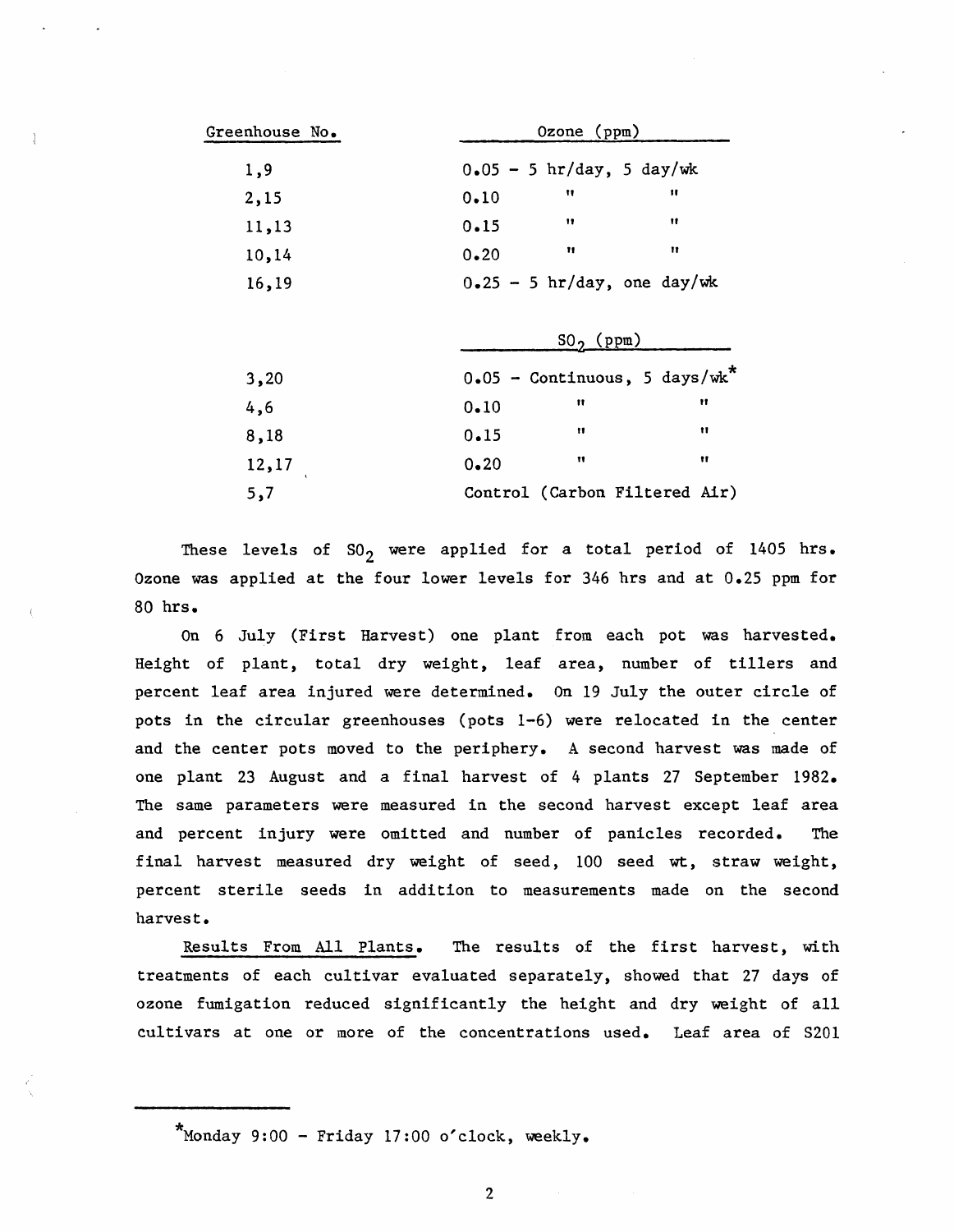| Greenhouse No. | Ozone (ppm) |
|---|---|
| 1,9 | 0.05 - 5 hr/day, 5 day/wk |
| 2,15 | 0.10 " " |
| 11,13 | 0.15 " " |
| 10,14 | 0.20 " " |
| 16,19 | 0.25 - 5 hr/day, one day/wk |
| | $SO_2$ (ppm) |
| 3,20 | 0.05 - Continuous, 5 days/wk* |
| 4,6 | 0.10 " " |
| 8,18 | 0.15 " " |
| 12,17 | 0.20 " " |
| 5,7 | Control (Carbon Filtered Air) |

These levels of $SO_2$ were applied for a total period of 1405 hrs. Ozone was applied at the four lower levels for 346 hrs and at 0.25 ppm for 80 hrs.

On 6 July (First Harvest) one plant from each pot was harvested. Height of plant, total dry weight, leaf area, number of tillers and percent leaf area injured were determined. On 19 July the outer circle of pots in the circular greenhouses (pots 1-6) were relocated in the center and the center pots moved to the periphery. A second harvest was made of one plant 23 August and a final harvest of 4 plants 27 September 1982. The same parameters were measured in the second harvest except leaf area and percent injury were omitted and number of panicles recorded. The final harvest measured dry weight of seed, 100 seed wt, straw weight, percent sterile seeds in addition to measurements made on the second harvest.

<u>Results From All Plants.</u> The results of the first harvest, with treatments of each cultivar evaluated separately, showed that 27 days of ozone fumigation reduced significantly the height and dry weight of all cultivars at one or more of the concentrations used. Leaf area of S201

---

*Monday 9:00 - Friday 17:00 o'clock, weekly.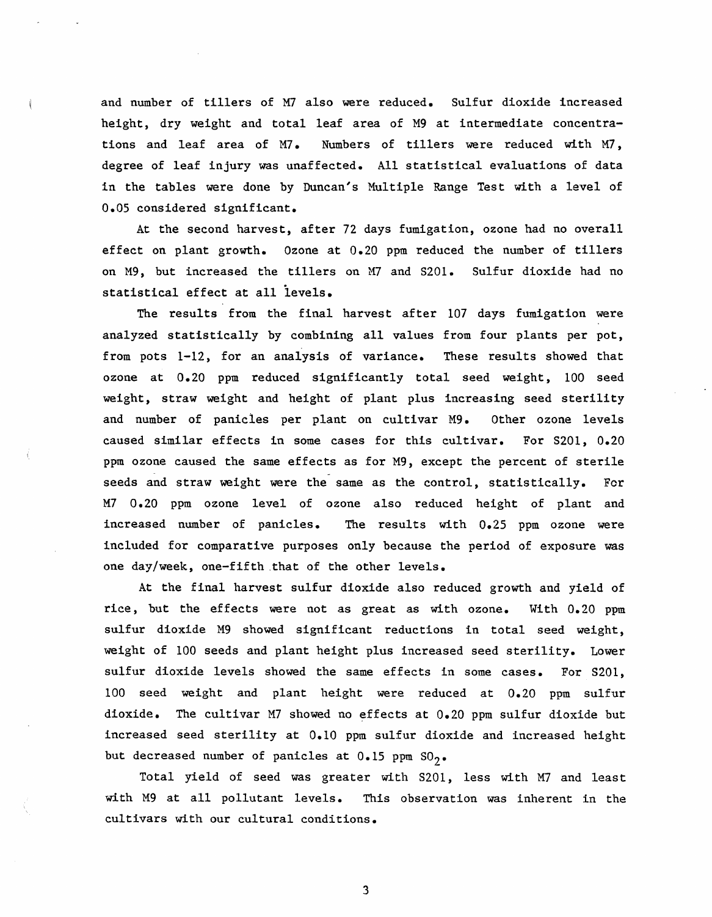and number of tillers of M7 also were reduced. Sulfur dioxide increased height, dry weight and total leaf area of M9 at intermediate concentrations and leaf area of M7. Numbers of tillers were reduced with M7, degree of leaf injury was unaffected. All statistical evaluations of data in the tables were done by Duncan's Multiple Range Test with a level of 0.05 considered significant.

At the second harvest, after 72 days fumigation, ozone had no overall effect on plant growth. Ozone at 0.20 ppm reduced the number of tillers on M9, but increased the tillers on M7 and S201. Sulfur dioxide had no statistical effect at all levels.

The results from the final harvest after 107 days fumigation were analyzed statistically by combining all values from four plants per pot, from pots 1-12, for an analysis of variance. These results showed that ozone at 0.20 ppm reduced significantly total seed weight, 100 seed weight, straw weight and height of plant plus increasing seed sterility and number of panicles per plant on cultivar M9. Other ozone levels caused similar effects in some cases for this cultivar. For S201, 0.20 ppm ozone caused the same effects as for M9, except the percent of sterile seeds and straw weight were the same as the control, statistically. For M7 0.20 ppm ozone level of ozone also reduced height of plant and increased number of panicles. The results with 0.25 ppm ozone were included for comparative purposes only because the period of exposure was one day/week, one-fifth that of the other levels.

At the final harvest sulfur dioxide also reduced growth and yield of rice, but the effects were not as great as with ozone. With 0.20 ppm sulfur dioxide M9 showed significant reductions in total seed weight, weight of 100 seeds and plant height plus increased seed sterility. Lower sulfur dioxide levels showed the same effects in some cases. For S201, 100 seed weight and plant height were reduced at 0.20 ppm sulfur dioxide. The cultivar M7 showed no effects at 0.20 ppm sulfur dioxide but increased seed sterility at 0.10 ppm sulfur dioxide and increased height but decreased number of panicles at 0.15 ppm $SO_2$.

Total yield of seed was greater with S201, less with M7 and least with M9 at all pollutant levels. This observation was inherent in the cultivars with our cultural conditions.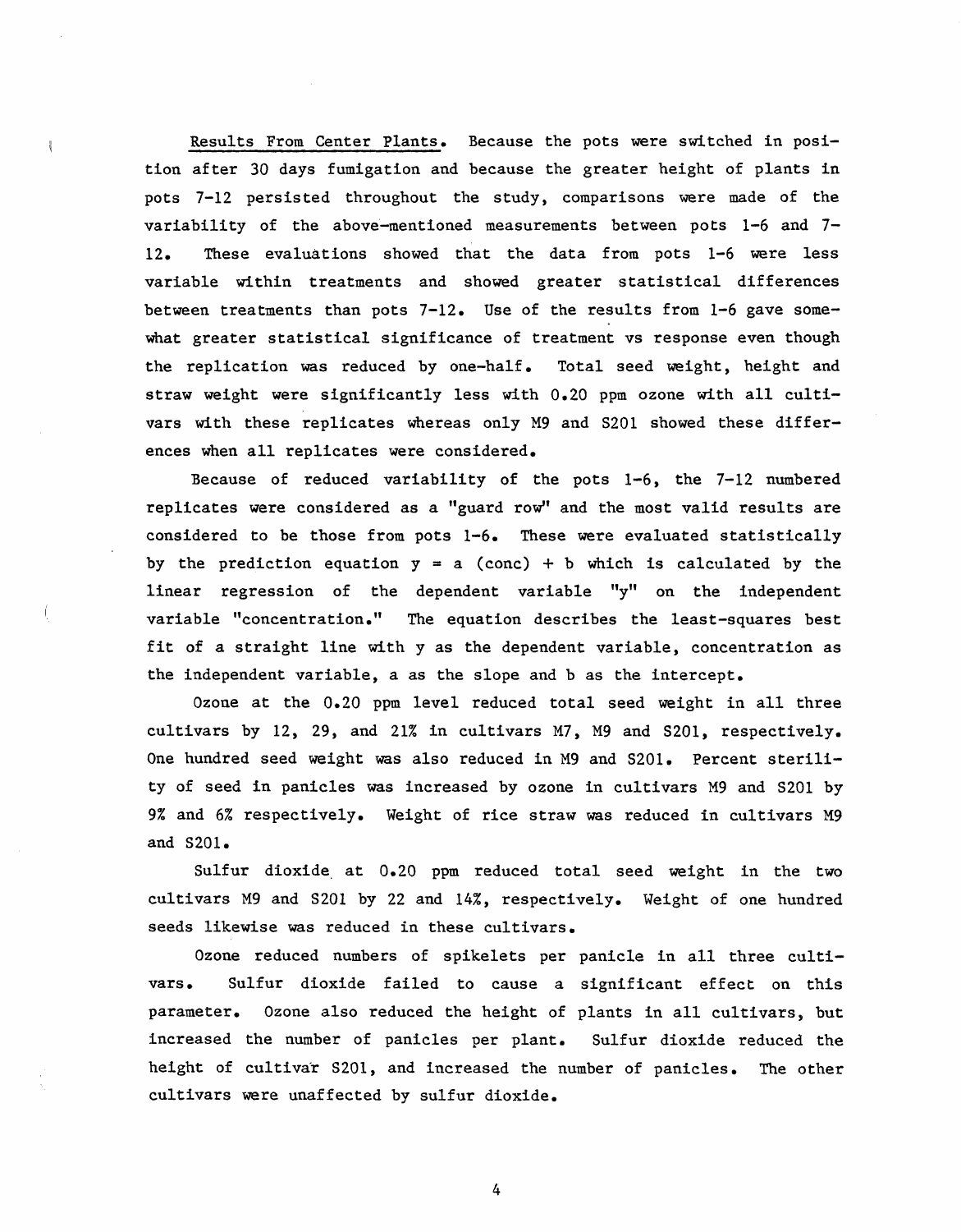Results From Center Plants. Because the pots were switched in position after 30 days fumigation and because the greater height of plants in pots 7-12 persisted throughout the study, comparisons were made of the variability of the above-mentioned measurements between pots 1-6 and 7-12. These evaluations showed that the data from pots 1-6 were less variable within treatments and showed greater statistical differences between treatments than pots 7-12. Use of the results from 1-6 gave somewhat greater statistical significance of treatment vs response even though the replication was reduced by one-half. Total seed weight, height and straw weight were significantly less with 0.20 ppm ozone with all cultivars with these replicates whereas only M9 and S201 showed these differences when all replicates were considered.

Because of reduced variability of the pots 1-6, the 7-12 numbered replicates were considered as a "guard row" and the most valid results are considered to be those from pots 1-6. These were evaluated statistically by the prediction equation $y = a\ (\text{conc}) + b$ which is calculated by the linear regression of the dependent variable "y" on the independent variable "concentration." The equation describes the least-squares best fit of a straight line with y as the dependent variable, concentration as the independent variable, a as the slope and b as the intercept.

Ozone at the 0.20 ppm level reduced total seed weight in all three cultivars by 12, 29, and 21% in cultivars M7, M9 and S201, respectively. One hundred seed weight was also reduced in M9 and S201. Percent sterility of seed in panicles was increased by ozone in cultivars M9 and S201 by 9% and 6% respectively. Weight of rice straw was reduced in cultivars M9 and S201.

Sulfur dioxide at 0.20 ppm reduced total seed weight in the two cultivars M9 and S201 by 22 and 14%, respectively. Weight of one hundred seeds likewise was reduced in these cultivars.

Ozone reduced numbers of spikelets per panicle in all three cultivars. Sulfur dioxide failed to cause a significant effect on this parameter. Ozone also reduced the height of plants in all cultivars, but increased the number of panicles per plant. Sulfur dioxide reduced the height of cultivar S201, and increased the number of panicles. The other cultivars were unaffected by sulfur dioxide.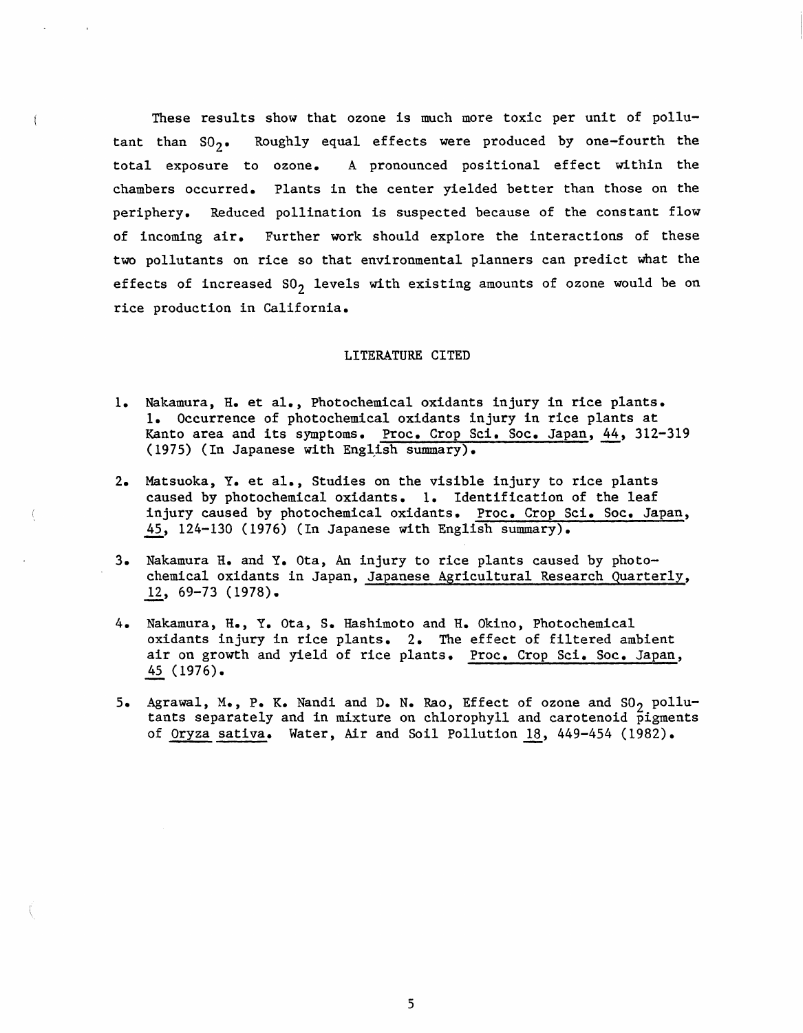These results show that ozone is much more toxic per unit of pollutant than $SO_2$. Roughly equal effects were produced by one-fourth the total exposure to ozone. A pronounced positional effect within the chambers occurred. Plants in the center yielded better than those on the periphery. Reduced pollination is suspected because of the constant flow of incoming air. Further work should explore the interactions of these two pollutants on rice so that environmental planners can predict what the effects of increased $SO_2$ levels with existing amounts of ozone would be on rice production in California.

## LITERATURE CITED

1. Nakamura, H. et al., Photochemical oxidants injury in rice plants. 1. Occurrence of photochemical oxidants injury in rice plants at Kanto area and its symptoms. Proc. Crop Sci. Soc. Japan, 44, 312-319 (1975) (In Japanese with English summary).

2. Matsuoka, Y. et al., Studies on the visible injury to rice plants caused by photochemical oxidants. 1. Identification of the leaf injury caused by photochemical oxidants. Proc. Crop Sci. Soc. Japan, 45, 124-130 (1976) (In Japanese with English summary).

3. Nakamura H. and Y. Ota, An injury to rice plants caused by photochemical oxidants in Japan, Japanese Agricultural Research Quarterly, 12, 69-73 (1978).

4. Nakamura, H., Y. Ota, S. Hashimoto and H. Okino, Photochemical oxidants injury in rice plants. 2. The effect of filtered ambient air on growth and yield of rice plants. Proc. Crop Sci. Soc. Japan, 45 (1976).

5. Agrawal, M., P. K. Nandi and D. N. Rao, Effect of ozone and $SO_2$ pollutants separately and in mixture on chlorophyll and carotenoid pigments of *Oryza sativa*. Water, Air and Soil Pollution 18, 449-454 (1982).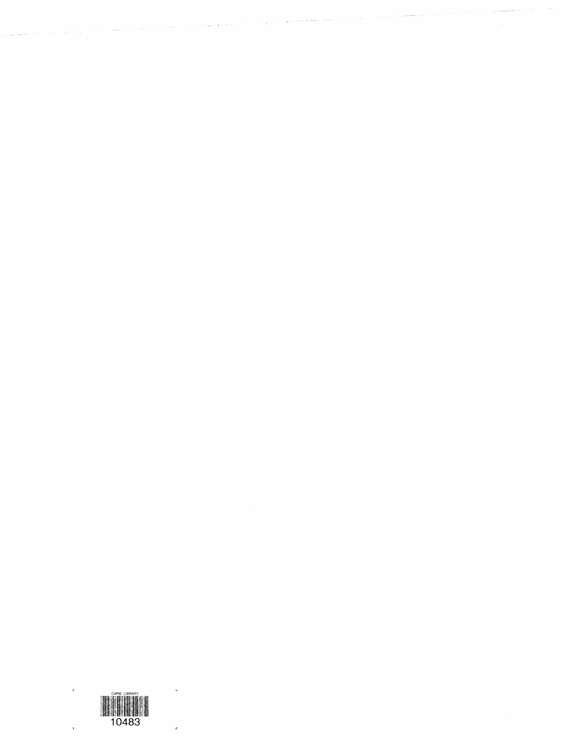CARB LIBRARY

10483